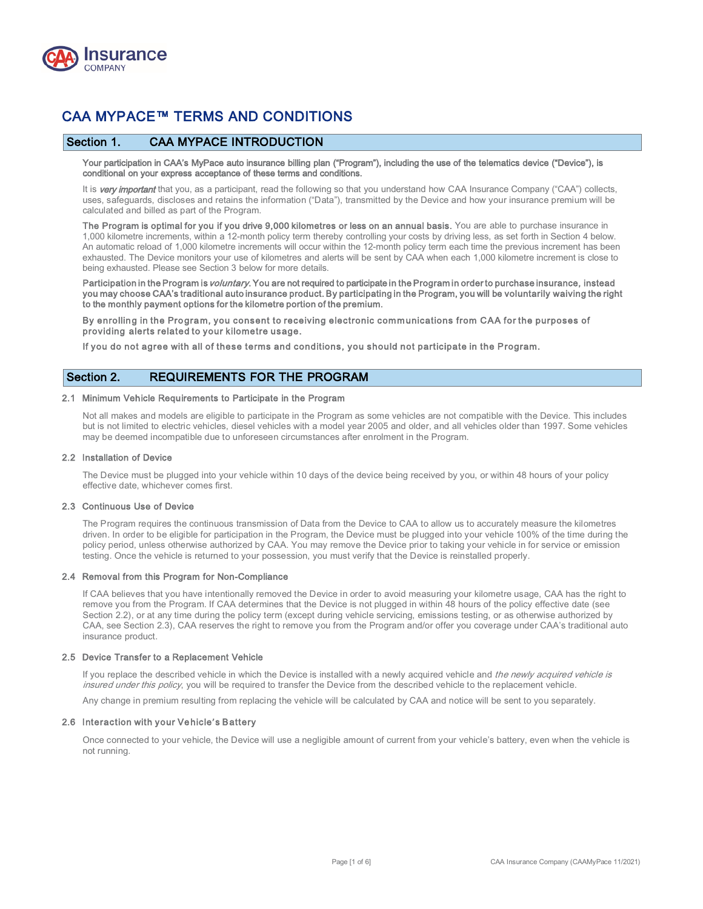# CAA MYPACE™ TERMS AND CONDITIONS

## Section 1. CAA MYPACE INTRODUCTION

**Your participation in CAA's MyPace auto insurance billing plan ("Program"), including the use of the telematics device ("Device"), is conditional on your express acceptance of these terms and conditions.**

It is ***very important*** that you, as a participant, read the following so that you understand how CAA Insurance Company ("CAA") collects, uses, safeguards, discloses and retains the information ("Data"), transmitted by the Device and how your insurance premium will be calculated and billed as part of the Program.

**The Program is optimal for you if you drive 9,000 kilometres or less on an annual basis.** You are able to purchase insurance in 1,000 kilometre increments, within a 12-month policy term thereby controlling your costs by driving less, as set forth in Section 4 below. An automatic reload of 1,000 kilometre increments will occur within the 12-month policy term each time the previous increment has been exhausted. The Device monitors your use of kilometres and alerts will be sent by CAA when each 1,000 kilometre increment is close to being exhausted. Please see Section 3 below for more details.

**Participation in the Program is *voluntary*. You are not required to participate in the Program in order to purchase insurance, instead you may choose CAA's traditional auto insurance product. By participating in the Program, you will be voluntarily waiving the right to the monthly payment options for the kilometre portion of the premium.**

**By enrolling in the Program, you consent to receiving electronic communications from CAA for the purposes of providing alerts related to your kilometre usage.**

**If you do not agree with all of these terms and conditions, you should not participate in the Program.**

## Section 2. REQUIREMENTS FOR THE PROGRAM

### 2.1 Minimum Vehicle Requirements to Participate in the Program

Not all makes and models are eligible to participate in the Program as some vehicles are not compatible with the Device. This includes but is not limited to electric vehicles, diesel vehicles with a model year 2005 and older, and all vehicles older than 1997. Some vehicles may be deemed incompatible due to unforeseen circumstances after enrolment in the Program.

### 2.2 Installation of Device

The Device must be plugged into your vehicle within 10 days of the device being received by you, or within 48 hours of your policy effective date, whichever comes first.

### 2.3 Continuous Use of Device

The Program requires the continuous transmission of Data from the Device to CAA to allow us to accurately measure the kilometres driven. In order to be eligible for participation in the Program, the Device must be plugged into your vehicle 100% of the time during the policy period, unless otherwise authorized by CAA. You may remove the Device prior to taking your vehicle in for service or emission testing. Once the vehicle is returned to your possession, you must verify that the Device is reinstalled properly.

### 2.4 Removal from this Program for Non-Compliance

If CAA believes that you have intentionally removed the Device in order to avoid measuring your kilometre usage, CAA has the right to remove you from the Program. If CAA determines that the Device is not plugged in within 48 hours of the policy effective date (see Section 2.2), or at any time during the policy term (except during vehicle servicing, emissions testing, or as otherwise authorized by CAA, see Section 2.3), CAA reserves the right to remove you from the Program and/or offer you coverage under CAA's traditional auto insurance product.

### 2.5 Device Transfer to a Replacement Vehicle

If you replace the described vehicle in which the Device is installed with a newly acquired vehicle and *the newly acquired vehicle is insured under this policy*, you will be required to transfer the Device from the described vehicle to the replacement vehicle.

Any change in premium resulting from replacing the vehicle will be calculated by CAA and notice will be sent to you separately.

### 2.6 Interaction with your Vehicle's Battery

Once connected to your vehicle, the Device will use a negligible amount of current from your vehicle's battery, even when the vehicle is not running.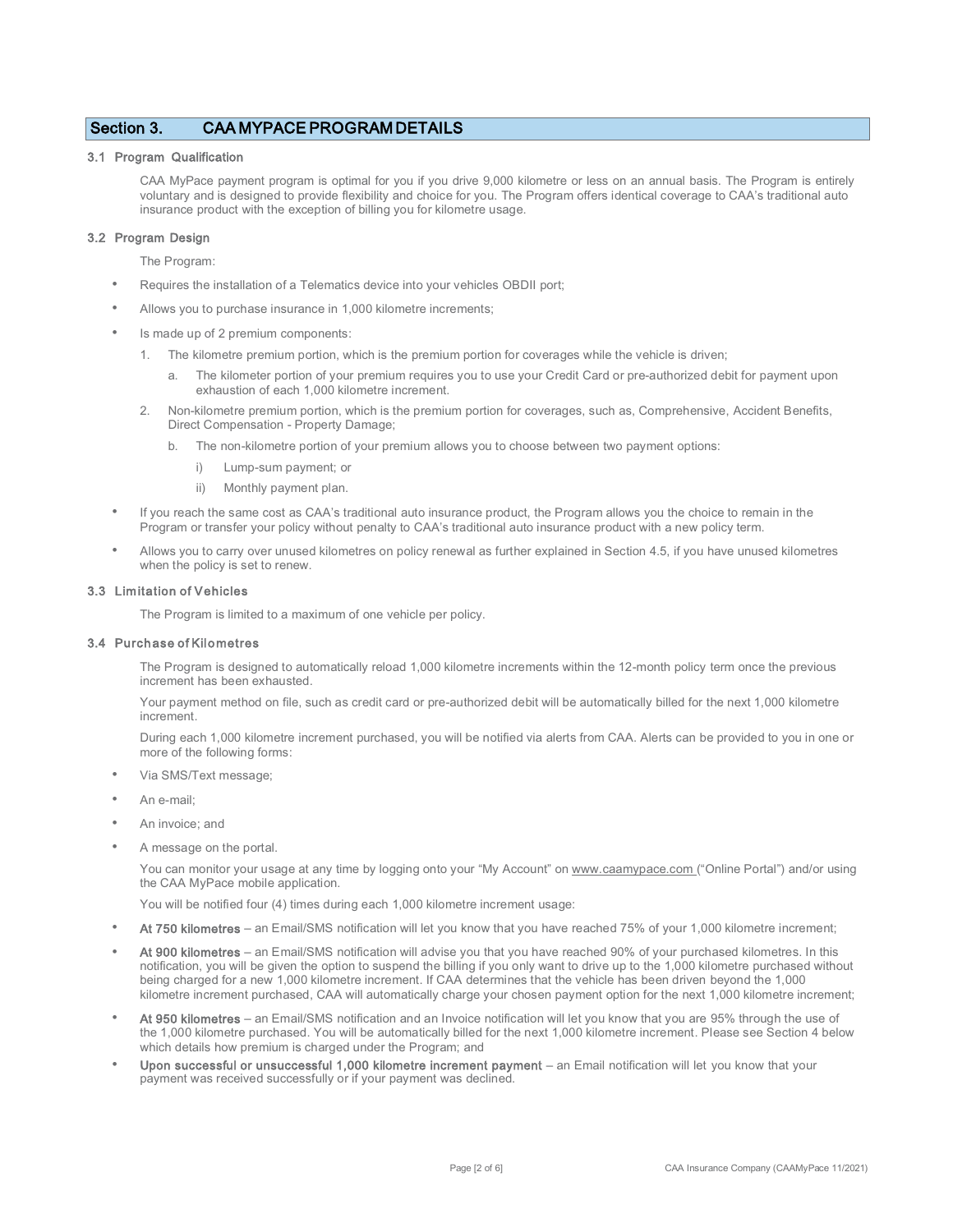## Section 3. CAA MYPACE PROGRAM DETAILS

### 3.1 Program Qualification

CAA MyPace payment program is optimal for you if you drive 9,000 kilometre or less on an annual basis. The Program is entirely voluntary and is designed to provide flexibility and choice for you. The Program offers identical coverage to CAA's traditional auto insurance product with the exception of billing you for kilometre usage.

### 3.2 Program Design

The Program:

- Requires the installation of a Telematics device into your vehicles OBDII port;
- Allows you to purchase insurance in 1,000 kilometre increments;
- Is made up of 2 premium components:
  1. The kilometre premium portion, which is the premium portion for coverages while the vehicle is driven;
     a. The kilometer portion of your premium requires you to use your Credit Card or pre-authorized debit for payment upon exhaustion of each 1,000 kilometre increment.
  2. Non-kilometre premium portion, which is the premium portion for coverages, such as, Comprehensive, Accident Benefits, Direct Compensation - Property Damage;
     b. The non-kilometre portion of your premium allows you to choose between two payment options:
        i) Lump-sum payment; or
        ii) Monthly payment plan.
- If you reach the same cost as CAA's traditional auto insurance product, the Program allows you the choice to remain in the Program or transfer your policy without penalty to CAA's traditional auto insurance product with a new policy term.
- Allows you to carry over unused kilometres on policy renewal as further explained in Section 4.5, if you have unused kilometres when the policy is set to renew.

### 3.3 Limitation of Vehicles

The Program is limited to a maximum of one vehicle per policy.

### 3.4 Purchase of Kilometres

The Program is designed to automatically reload 1,000 kilometre increments within the 12-month policy term once the previous increment has been exhausted.

Your payment method on file, such as credit card or pre-authorized debit will be automatically billed for the next 1,000 kilometre increment.

During each 1,000 kilometre increment purchased, you will be notified via alerts from CAA. Alerts can be provided to you in one or more of the following forms:

- Via SMS/Text message;
- An e-mail;
- An invoice; and
- A message on the portal.

You can monitor your usage at any time by logging onto your "My Account" on www.caamypace.com ("Online Portal") and/or using the CAA MyPace mobile application.

You will be notified four (4) times during each 1,000 kilometre increment usage:

- **At 750 kilometres** – an Email/SMS notification will let you know that you have reached 75% of your 1,000 kilometre increment;
- **At 900 kilometres** – an Email/SMS notification will advise you that you have reached 90% of your purchased kilometres. In this notification, you will be given the option to suspend the billing if you only want to drive up to the 1,000 kilometre purchased without being charged for a new 1,000 kilometre increment. If CAA determines that the vehicle has been driven beyond the 1,000 kilometre increment purchased, CAA will automatically charge your chosen payment option for the next 1,000 kilometre increment;
- **At 950 kilometres** – an Email/SMS notification and an Invoice notification will let you know that you are 95% through the use of the 1,000 kilometre purchased. You will be automatically billed for the next 1,000 kilometre increment. Please see Section 4 below which details how premium is charged under the Program; and
- **Upon successful or unsuccessful 1,000 kilometre increment payment** – an Email notification will let you know that your payment was received successfully or if your payment was declined.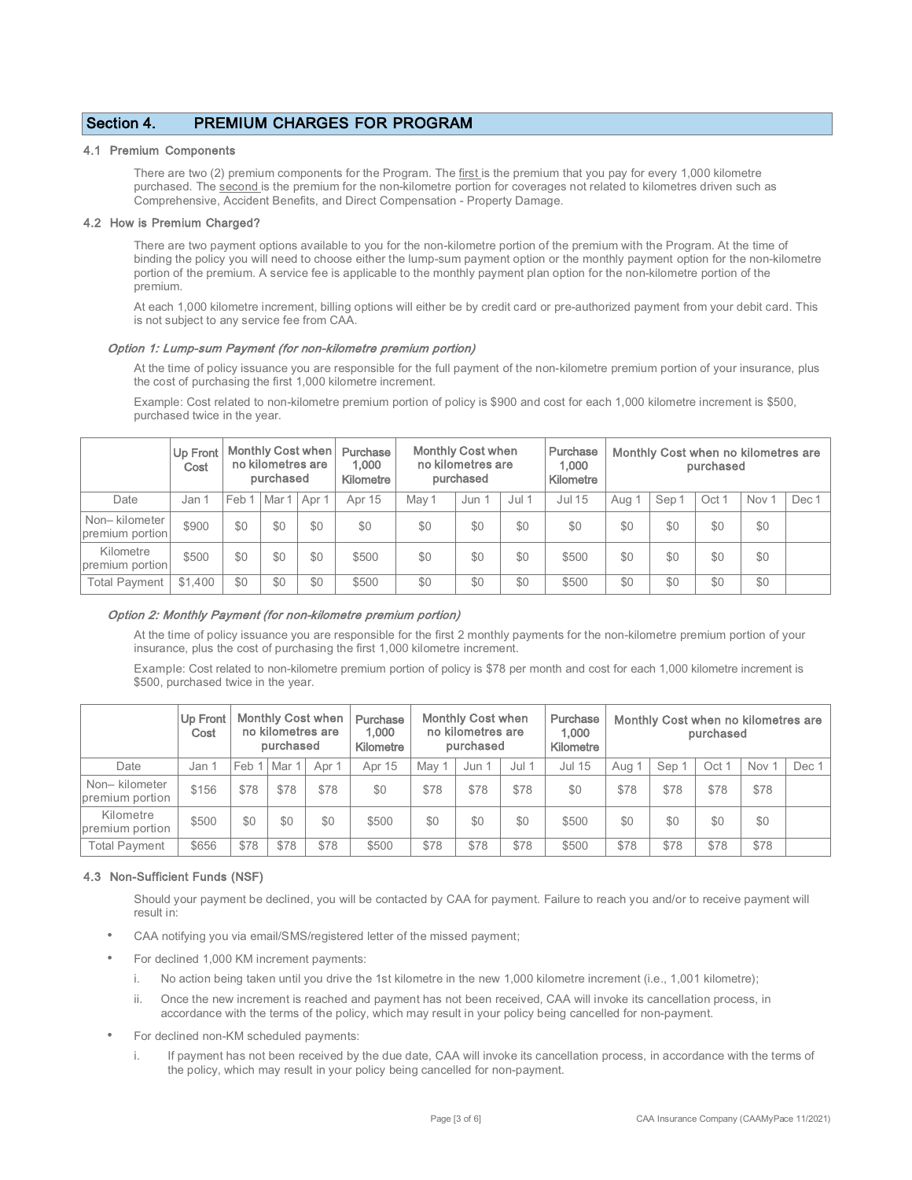## Section 4. PREMIUM CHARGES FOR PROGRAM

### 4.1 Premium Components

There are two (2) premium components for the Program. The first is the premium that you pay for every 1,000 kilometre purchased. The second is the premium for the non-kilometre portion for coverages not related to kilometres driven such as Comprehensive, Accident Benefits, and Direct Compensation - Property Damage.

### 4.2 How is Premium Charged?

There are two payment options available to you for the non-kilometre portion of the premium with the Program. At the time of binding the policy you will need to choose either the lump-sum payment option or the monthly payment option for the non-kilometre portion of the premium. A service fee is applicable to the monthly payment plan option for the non-kilometre portion of the premium.

At each 1,000 kilometre increment, billing options will either be by credit card or pre-authorized payment from your debit card. This is not subject to any service fee from CAA.

*Option 1: Lump-sum Payment (for non-kilometre premium portion)*

At the time of policy issuance you are responsible for the full payment of the non-kilometre premium portion of your insurance, plus the cost of purchasing the first 1,000 kilometre increment.

Example: Cost related to non-kilometre premium portion of policy is $900 and cost for each 1,000 kilometre increment is $500, purchased twice in the year.

| | Up Front Cost | Monthly Cost when no kilometres are purchased | | | Purchase 1,000 Kilometre | Monthly Cost when no kilometres are purchased | | | Purchase 1,000 Kilometre | Monthly Cost when no kilometres are purchased | | | | |
|---|---|---|---|---|---|---|---|---|---|---|---|---|---|---|
| Date | Jan 1 | Feb 1 | Mar 1 | Apr 1 | Apr 15 | May 1 | Jun 1 | Jul 1 | Jul 15 | Aug 1 | Sep 1 | Oct 1 | Nov 1 | Dec 1 |
| Non– kilometer premium portion | $900 | $0 | $0 | $0 | $0 | $0 | $0 | $0 | $0 | $0 | $0 | $0 | $0 | |
| Kilometre premium portion | $500 | $0 | $0 | $0 | $500 | $0 | $0 | $0 | $500 | $0 | $0 | $0 | $0 | |
| Total Payment | $1,400 | $0 | $0 | $0 | $500 | $0 | $0 | $0 | $500 | $0 | $0 | $0 | $0 | |

*Option 2: Monthly Payment (for non-kilometre premium portion)*

At the time of policy issuance you are responsible for the first 2 monthly payments for the non-kilometre premium portion of your insurance, plus the cost of purchasing the first 1,000 kilometre increment.

Example: Cost related to non-kilometre premium portion of policy is $78 per month and cost for each 1,000 kilometre increment is $500, purchased twice in the year.

| | Up Front Cost | Monthly Cost when no kilometres are purchased | | | Purchase 1,000 Kilometre | Monthly Cost when no kilometres are purchased | | | Purchase 1,000 Kilometre | Monthly Cost when no kilometres are purchased | | | | |
|---|---|---|---|---|---|---|---|---|---|---|---|---|---|---|
| Date | Jan 1 | Feb 1 | Mar 1 | Apr 1 | Apr 15 | May 1 | Jun 1 | Jul 1 | Jul 15 | Aug 1 | Sep 1 | Oct 1 | Nov 1 | Dec 1 |
| Non– kilometer premium portion | $156 | $78 | $78 | $78 | $0 | $78 | $78 | $78 | $0 | $78 | $78 | $78 | $78 | |
| Kilometre premium portion | $500 | $0 | $0 | $0 | $500 | $0 | $0 | $0 | $500 | $0 | $0 | $0 | $0 | |
| Total Payment | $656 | $78 | $78 | $78 | $500 | $78 | $78 | $78 | $500 | $78 | $78 | $78 | $78 | |

### 4.3 Non-Sufficient Funds (NSF)

Should your payment be declined, you will be contacted by CAA for payment. Failure to reach you and/or to receive payment will result in:

- CAA notifying you via email/SMS/registered letter of the missed payment;
- For declined 1,000 KM increment payments:
  - i. No action being taken until you drive the 1st kilometre in the new 1,000 kilometre increment (i.e., 1,001 kilometre);
  - ii. Once the new increment is reached and payment has not been received, CAA will invoke its cancellation process, in accordance with the terms of the policy, which may result in your policy being cancelled for non-payment.
- For declined non-KM scheduled payments:
  - i. If payment has not been received by the due date, CAA will invoke its cancellation process, in accordance with the terms of the policy, which may result in your policy being cancelled for non-payment.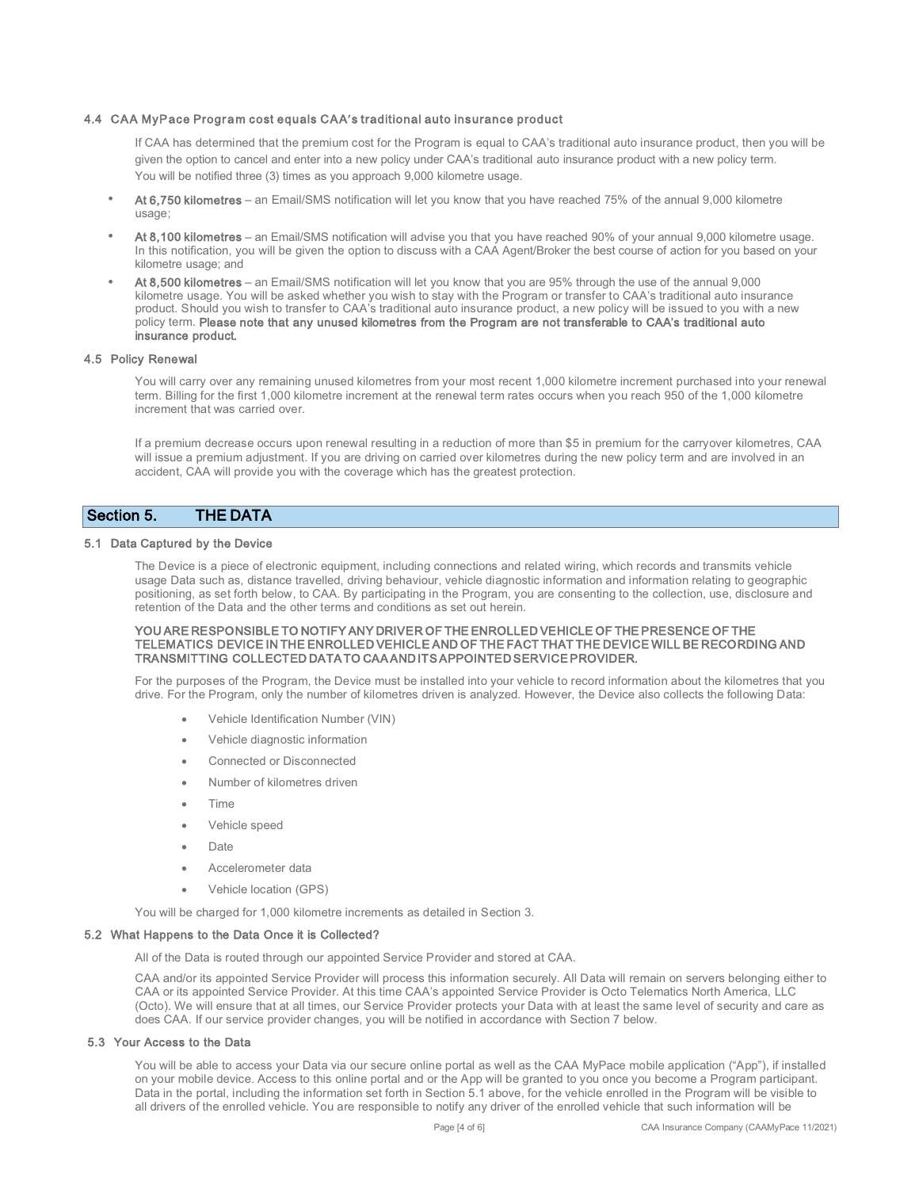### 4.4 CAA MyPace Program cost equals CAA's traditional auto insurance product

If CAA has determined that the premium cost for the Program is equal to CAA's traditional auto insurance product, then you will be given the option to cancel and enter into a new policy under CAA's traditional auto insurance product with a new policy term. You will be notified three (3) times as you approach 9,000 kilometre usage.

- **At 6,750 kilometres** – an Email/SMS notification will let you know that you have reached 75% of the annual 9,000 kilometre usage;
- **At 8,100 kilometres** – an Email/SMS notification will advise you that you have reached 90% of your annual 9,000 kilometre usage. In this notification, you will be given the option to discuss with a CAA Agent/Broker the best course of action for you based on your kilometre usage; and
- **At 8,500 kilometres** – an Email/SMS notification will let you know that you are 95% through the use of the annual 9,000 kilometre usage. You will be asked whether you wish to stay with the Program or transfer to CAA's traditional auto insurance product. Should you wish to transfer to CAA's traditional auto insurance product, a new policy will be issued to you with a new policy term. **Please note that any unused kilometres from the Program are not transferable to CAA's traditional auto insurance product.**

### 4.5 Policy Renewal

You will carry over any remaining unused kilometres from your most recent 1,000 kilometre increment purchased into your renewal term. Billing for the first 1,000 kilometre increment at the renewal term rates occurs when you reach 950 of the 1,000 kilometre increment that was carried over.

If a premium decrease occurs upon renewal resulting in a reduction of more than $5 in premium for the carryover kilometres, CAA will issue a premium adjustment. If you are driving on carried over kilometres during the new policy term and are involved in an accident, CAA will provide you with the coverage which has the greatest protection.

## Section 5. THE DATA

### 5.1 Data Captured by the Device

The Device is a piece of electronic equipment, including connections and related wiring, which records and transmits vehicle usage Data such as, distance travelled, driving behaviour, vehicle diagnostic information and information relating to geographic positioning, as set forth below, to CAA. By participating in the Program, you are consenting to the collection, use, disclosure and retention of the Data and the other terms and conditions as set out herein.

**YOU ARE RESPONSIBLE TO NOTIFY ANY DRIVER OF THE ENROLLED VEHICLE OF THE PRESENCE OF THE TELEMATICS DEVICE IN THE ENROLLED VEHICLE AND OF THE FACT THAT THE DEVICE WILL BE RECORDING AND TRANSMITTING COLLECTED DATA TO CAA AND ITS APPOINTED SERVICE PROVIDER.**

For the purposes of the Program, the Device must be installed into your vehicle to record information about the kilometres that you drive. For the Program, only the number of kilometres driven is analyzed. However, the Device also collects the following Data:

- Vehicle Identification Number (VIN)
- Vehicle diagnostic information
- Connected or Disconnected
- Number of kilometres driven
- Time
- Vehicle speed
- Date
- Accelerometer data
- Vehicle location (GPS)

You will be charged for 1,000 kilometre increments as detailed in Section 3.

### 5.2 What Happens to the Data Once it is Collected?

All of the Data is routed through our appointed Service Provider and stored at CAA.

CAA and/or its appointed Service Provider will process this information securely. All Data will remain on servers belonging either to CAA or its appointed Service Provider. At this time CAA's appointed Service Provider is Octo Telematics North America, LLC (Octo). We will ensure that at all times, our Service Provider protects your Data with at least the same level of security and care as does CAA. If our service provider changes, you will be notified in accordance with Section 7 below.

### 5.3 Your Access to the Data

You will be able to access your Data via our secure online portal as well as the CAA MyPace mobile application ("App"), if installed on your mobile device. Access to this online portal and or the App will be granted to you once you become a Program participant. Data in the portal, including the information set forth in Section 5.1 above, for the vehicle enrolled in the Program will be visible to all drivers of the enrolled vehicle. You are responsible to notify any driver of the enrolled vehicle that such information will be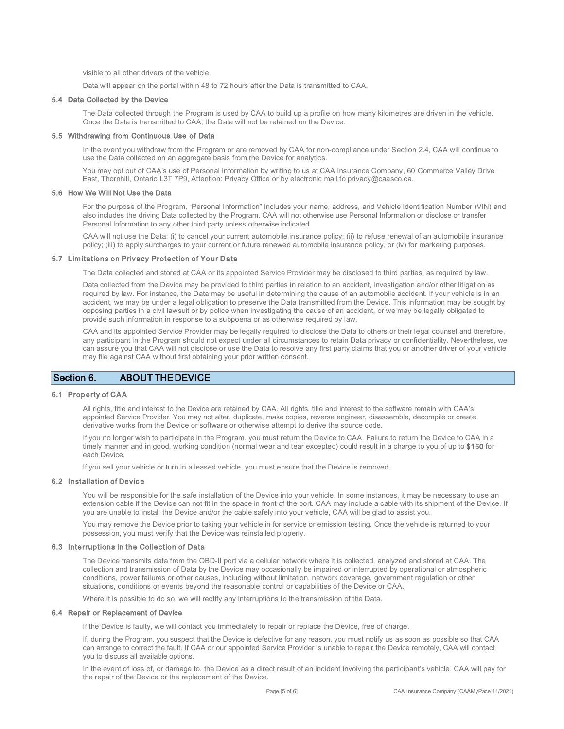visible to all other drivers of the vehicle.

Data will appear on the portal within 48 to 72 hours after the Data is transmitted to CAA.

### 5.4 Data Collected by the Device

The Data collected through the Program is used by CAA to build up a profile on how many kilometres are driven in the vehicle. Once the Data is transmitted to CAA, the Data will not be retained on the Device.

### 5.5 Withdrawing from Continuous Use of Data

In the event you withdraw from the Program or are removed by CAA for non-compliance under Section 2.4, CAA will continue to use the Data collected on an aggregate basis from the Device for analytics.

You may opt out of CAA's use of Personal Information by writing to us at CAA Insurance Company, 60 Commerce Valley Drive East, Thornhill, Ontario L3T 7P9, Attention: Privacy Office or by electronic mail to privacy@caasco.ca.

### 5.6 How We Will Not Use the Data

For the purpose of the Program, "Personal Information" includes your name, address, and Vehicle Identification Number (VIN) and also includes the driving Data collected by the Program. CAA will not otherwise use Personal Information or disclose or transfer Personal Information to any other third party unless otherwise indicated.

CAA will not use the Data: (i) to cancel your current automobile insurance policy; (ii) to refuse renewal of an automobile insurance policy; (iii) to apply surcharges to your current or future renewed automobile insurance policy, or (iv) for marketing purposes.

### 5.7 Limitations on Privacy Protection of Your Data

The Data collected and stored at CAA or its appointed Service Provider may be disclosed to third parties, as required by law.

Data collected from the Device may be provided to third parties in relation to an accident, investigation and/or other litigation as required by law. For instance, the Data may be useful in determining the cause of an automobile accident. If your vehicle is in an accident, we may be under a legal obligation to preserve the Data transmitted from the Device. This information may be sought by opposing parties in a civil lawsuit or by police when investigating the cause of an accident, or we may be legally obligated to provide such information in response to a subpoena or as otherwise required by law.

CAA and its appointed Service Provider may be legally required to disclose the Data to others or their legal counsel and therefore, any participant in the Program should not expect under all circumstances to retain Data privacy or confidentiality. Nevertheless, we can assure you that CAA will not disclose or use the Data to resolve any first party claims that you or another driver of your vehicle may file against CAA without first obtaining your prior written consent.

## Section 6. ABOUT THE DEVICE

### 6.1 Property of CAA

All rights, title and interest to the Device are retained by CAA. All rights, title and interest to the software remain with CAA's appointed Service Provider. You may not alter, duplicate, make copies, reverse engineer, disassemble, decompile or create derivative works from the Device or software or otherwise attempt to derive the source code.

If you no longer wish to participate in the Program, you must return the Device to CAA. Failure to return the Device to CAA in a timely manner and in good, working condition (normal wear and tear excepted) could result in a charge to you of up to **$150** for each Device.

If you sell your vehicle or turn in a leased vehicle, you must ensure that the Device is removed.

### 6.2 Installation of Device

You will be responsible for the safe installation of the Device into your vehicle. In some instances, it may be necessary to use an extension cable if the Device can not fit in the space in front of the port. CAA may include a cable with its shipment of the Device. If you are unable to install the Device and/or the cable safely into your vehicle, CAA will be glad to assist you.

You may remove the Device prior to taking your vehicle in for service or emission testing. Once the vehicle is returned to your possession, you must verify that the Device was reinstalled properly.

### 6.3 Interruptions in the Collection of Data

The Device transmits data from the OBD-II port via a cellular network where it is collected, analyzed and stored at CAA. The collection and transmission of Data by the Device may occasionally be impaired or interrupted by operational or atmospheric conditions, power failures or other causes, including without limitation, network coverage, government regulation or other situations, conditions or events beyond the reasonable control or capabilities of the Device or CAA.

Where it is possible to do so, we will rectify any interruptions to the transmission of the Data.

### 6.4 Repair or Replacement of Device

If the Device is faulty, we will contact you immediately to repair or replace the Device, free of charge.

If, during the Program, you suspect that the Device is defective for any reason, you must notify us as soon as possible so that CAA can arrange to correct the fault. If CAA or our appointed Service Provider is unable to repair the Device remotely, CAA will contact you to discuss all available options.

In the event of loss of, or damage to, the Device as a direct result of an incident involving the participant's vehicle, CAA will pay for the repair of the Device or the replacement of the Device.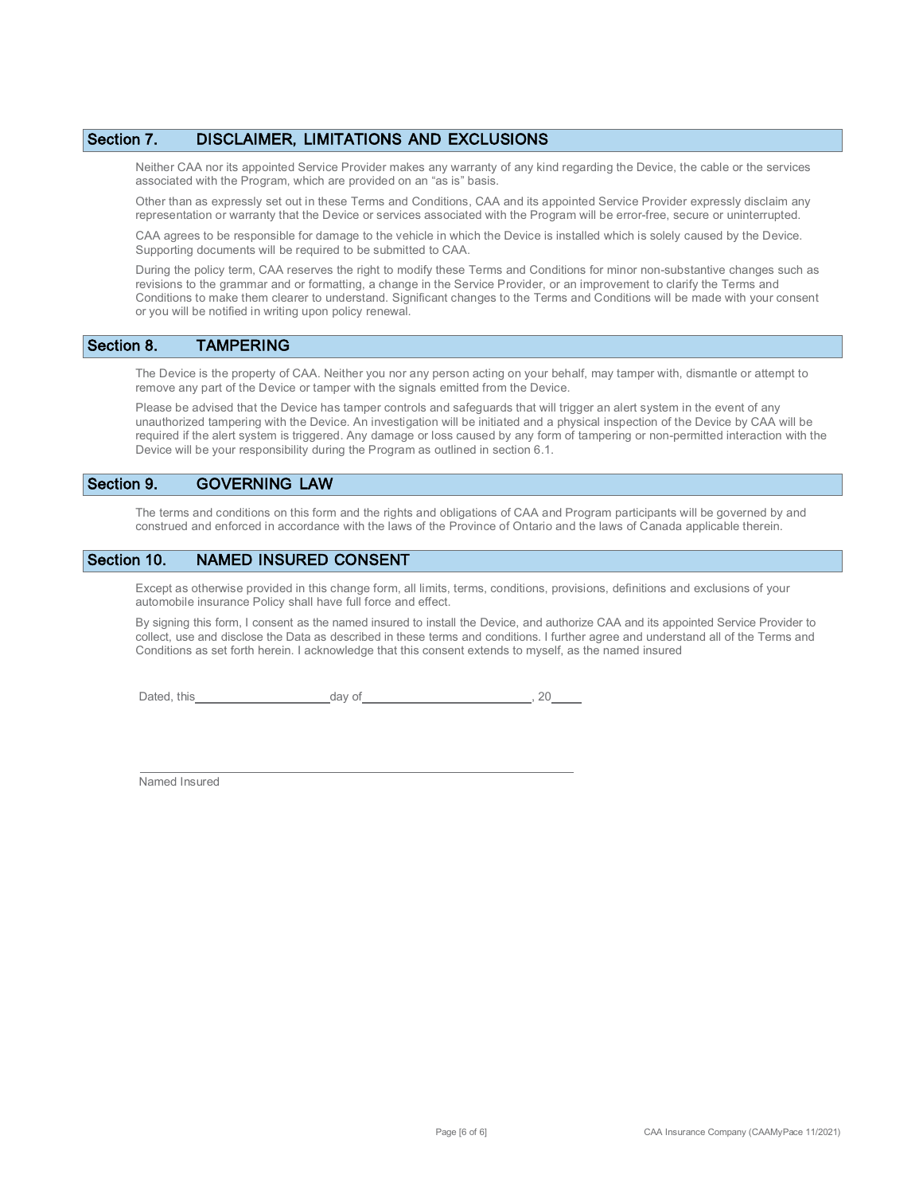## Section 7. DISCLAIMER, LIMITATIONS AND EXCLUSIONS

Neither CAA nor its appointed Service Provider makes any warranty of any kind regarding the Device, the cable or the services associated with the Program, which are provided on an "as is" basis.

Other than as expressly set out in these Terms and Conditions, CAA and its appointed Service Provider expressly disclaim any representation or warranty that the Device or services associated with the Program will be error-free, secure or uninterrupted.

CAA agrees to be responsible for damage to the vehicle in which the Device is installed which is solely caused by the Device. Supporting documents will be required to be submitted to CAA.

During the policy term, CAA reserves the right to modify these Terms and Conditions for minor non-substantive changes such as revisions to the grammar and or formatting, a change in the Service Provider, or an improvement to clarify the Terms and Conditions to make them clearer to understand. Significant changes to the Terms and Conditions will be made with your consent or you will be notified in writing upon policy renewal.

## Section 8. TAMPERING

The Device is the property of CAA. Neither you nor any person acting on your behalf, may tamper with, dismantle or attempt to remove any part of the Device or tamper with the signals emitted from the Device.

Please be advised that the Device has tamper controls and safeguards that will trigger an alert system in the event of any unauthorized tampering with the Device. An investigation will be initiated and a physical inspection of the Device by CAA will be required if the alert system is triggered. Any damage or loss caused by any form of tampering or non-permitted interaction with the Device will be your responsibility during the Program as outlined in section 6.1.

## Section 9. GOVERNING LAW

The terms and conditions on this form and the rights and obligations of CAA and Program participants will be governed by and construed and enforced in accordance with the laws of the Province of Ontario and the laws of Canada applicable therein.

## Section 10. NAMED INSURED CONSENT

Except as otherwise provided in this change form, all limits, terms, conditions, provisions, definitions and exclusions of your automobile insurance Policy shall have full force and effect.

By signing this form, I consent as the named insured to install the Device, and authorize CAA and its appointed Service Provider to collect, use and disclose the Data as described in these terms and conditions. I further agree and understand all of the Terms and Conditions as set forth herein. I acknowledge that this consent extends to myself, as the named insured

Dated, this ____________________ day of _________________________, 20____

_________________________________________________________________

Named Insured

CAA Insurance Company (CAAMyPace 11/2021)